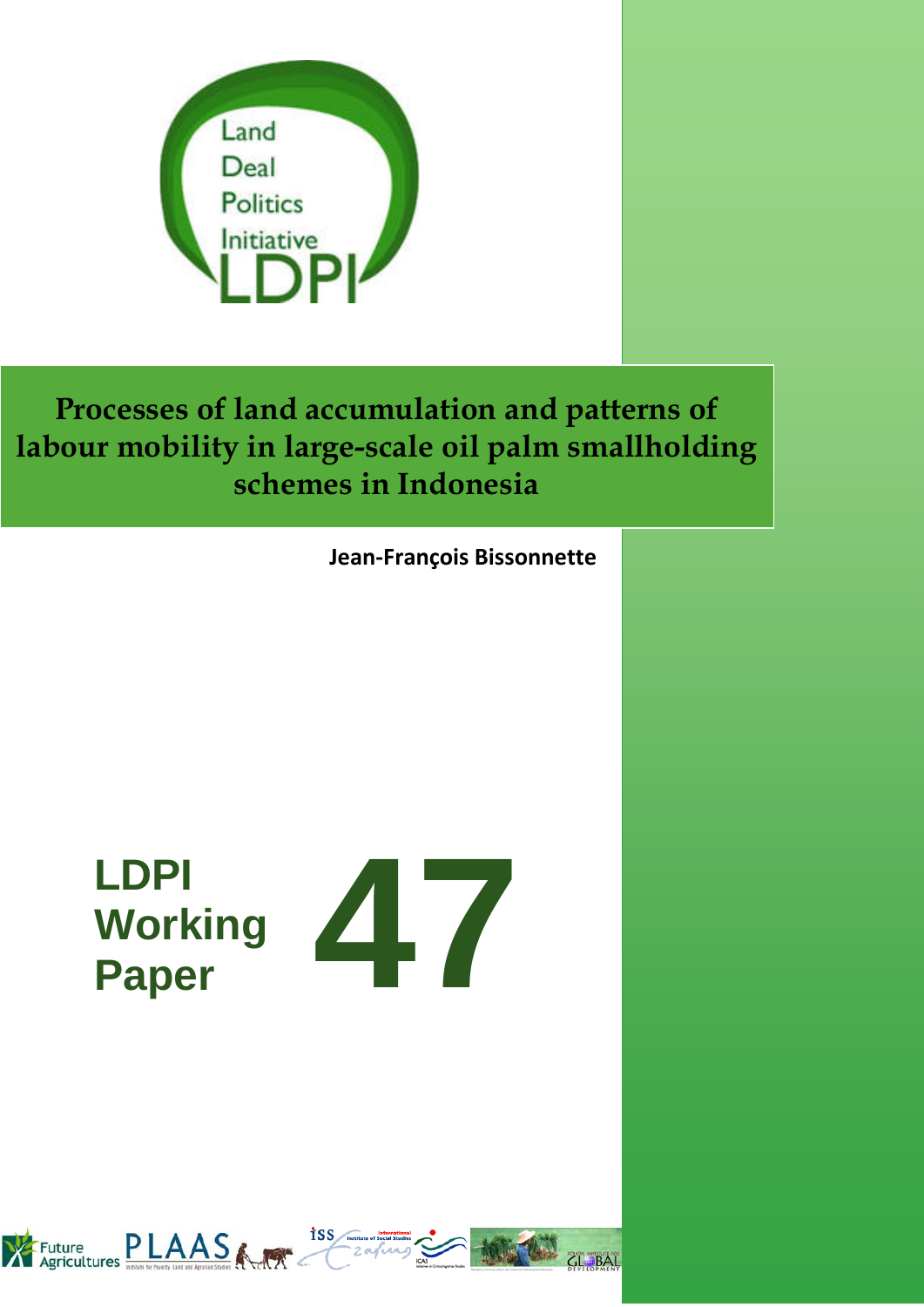Land Deal Politics Initiative LDPI

# Processes of land accumulation and patterns of labour mobility in large-scale oil palm smallholding schemes in Indonesia

**Jean-François Bissonnette**

**LDPI Working Paper 47**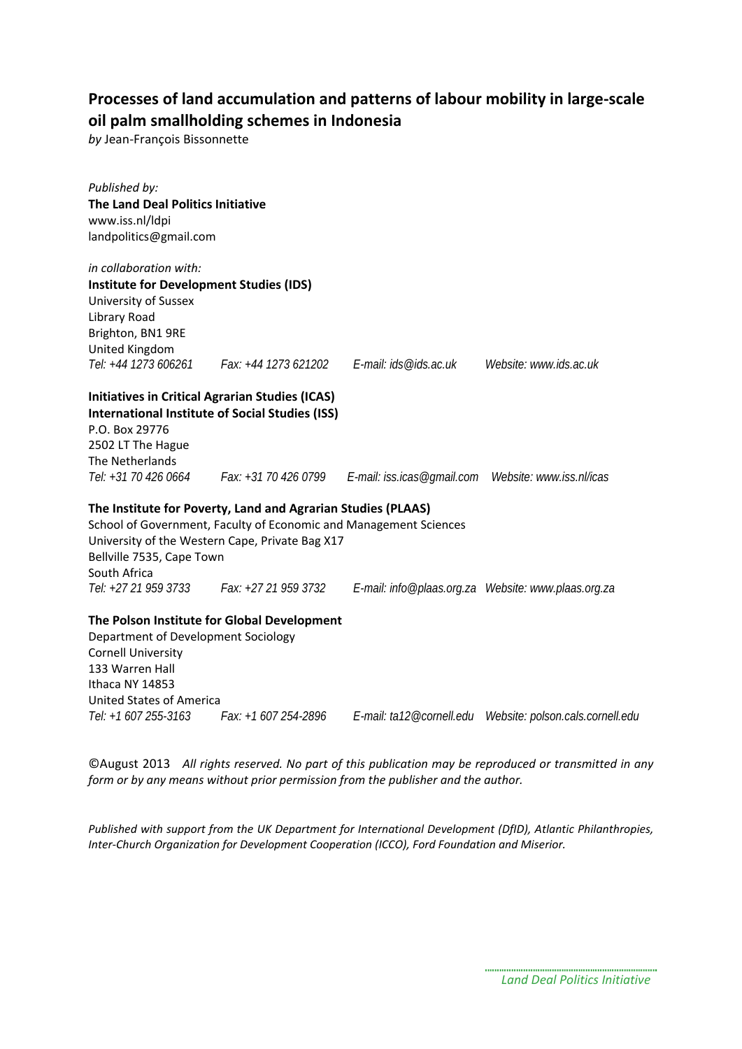# Processes of land accumulation and patterns of labour mobility in large-scale oil palm smallholding schemes in Indonesia

*by* Jean-François Bissonnette

*Published by:*
**The Land Deal Politics Initiative**
www.iss.nl/ldpi
landpolitics@gmail.com

*in collaboration with:*
**Institute for Development Studies (IDS)**
University of Sussex
Library Road
Brighton, BN1 9RE
United Kingdom
*Tel: +44 1273 606261    Fax: +44 1273 621202    E-mail: ids@ids.ac.uk    Website: www.ids.ac.uk*

**Initiatives in Critical Agrarian Studies (ICAS)**
**International Institute of Social Studies (ISS)**
P.O. Box 29776
2502 LT The Hague
The Netherlands
*Tel: +31 70 426 0664    Fax: +31 70 426 0799    E-mail: iss.icas@gmail.com    Website: www.iss.nl/icas*

**The Institute for Poverty, Land and Agrarian Studies (PLAAS)**
School of Government, Faculty of Economic and Management Sciences
University of the Western Cape, Private Bag X17
Bellville 7535, Cape Town
South Africa
*Tel: +27 21 959 3733    Fax: +27 21 959 3732    E-mail: info@plaas.org.za    Website: www.plaas.org.za*

**The Polson Institute for Global Development**
Department of Development Sociology
Cornell University
133 Warren Hall
Ithaca NY 14853
United States of America
*Tel: +1 607 255-3163    Fax: +1 607 254-2896    E-mail: ta12@cornell.edu    Website: polson.cals.cornell.edu*

©August 2013 *All rights reserved. No part of this publication may be reproduced or transmitted in any form or by any means without prior permission from the publisher and the author.*

*Published with support from the UK Department for International Development (DfID), Atlantic Philanthropies, Inter-Church Organization for Development Cooperation (ICCO), Ford Foundation and Miserior.*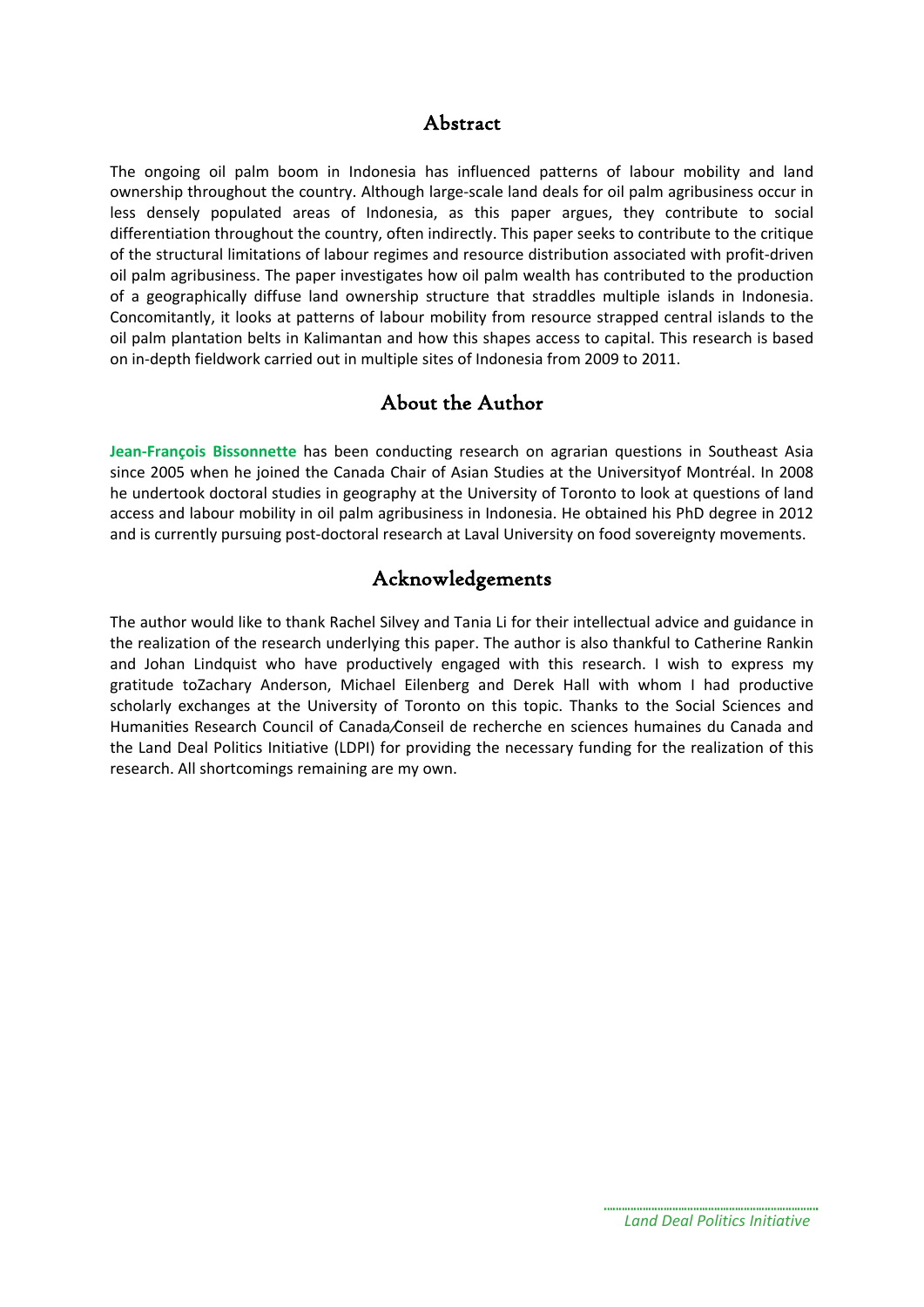## Abstract

The ongoing oil palm boom in Indonesia has influenced patterns of labour mobility and land ownership throughout the country. Although large-scale land deals for oil palm agribusiness occur in less densely populated areas of Indonesia, as this paper argues, they contribute to social differentiation throughout the country, often indirectly. This paper seeks to contribute to the critique of the structural limitations of labour regimes and resource distribution associated with profit-driven oil palm agribusiness. The paper investigates how oil palm wealth has contributed to the production of a geographically diffuse land ownership structure that straddles multiple islands in Indonesia. Concomitantly, it looks at patterns of labour mobility from resource strapped central islands to the oil palm plantation belts in Kalimantan and how this shapes access to capital. This research is based on in-depth fieldwork carried out in multiple sites of Indonesia from 2009 to 2011.

## About the Author

**Jean-François Bissonnette** has been conducting research on agrarian questions in Southeast Asia since 2005 when he joined the Canada Chair of Asian Studies at the Universityof Montréal. In 2008 he undertook doctoral studies in geography at the University of Toronto to look at questions of land access and labour mobility in oil palm agribusiness in Indonesia. He obtained his PhD degree in 2012 and is currently pursuing post-doctoral research at Laval University on food sovereignty movements.

## Acknowledgements

The author would like to thank Rachel Silvey and Tania Li for their intellectual advice and guidance in the realization of the research underlying this paper. The author is also thankful to Catherine Rankin and Johan Lindquist who have productively engaged with this research. I wish to express my gratitude toZachary Anderson, Michael Eilenberg and Derek Hall with whom I had productive scholarly exchanges at the University of Toronto on this topic. Thanks to the Social Sciences and Humanities Research Council of Canada⁄Conseil de recherche en sciences humaines du Canada and the Land Deal Politics Initiative (LDPI) for providing the necessary funding for the realization of this research. All shortcomings remaining are my own.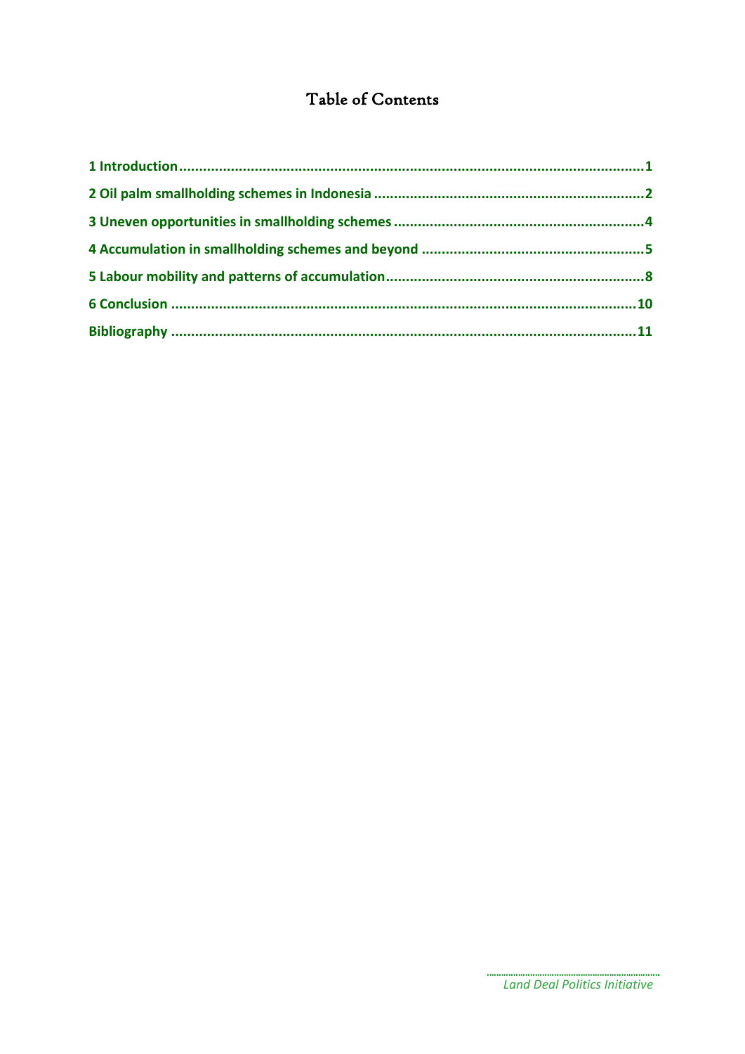# Table of Contents

1 Introduction .......................................................... 1

2 Oil palm smallholding schemes in Indonesia .......................................................... 2

3 Uneven opportunities in smallholding schemes .......................................................... 4

4 Accumulation in smallholding schemes and beyond .......................................................... 5

5 Labour mobility and patterns of accumulation .......................................................... 8

6 Conclusion .......................................................... 10

Bibliography .......................................................... 11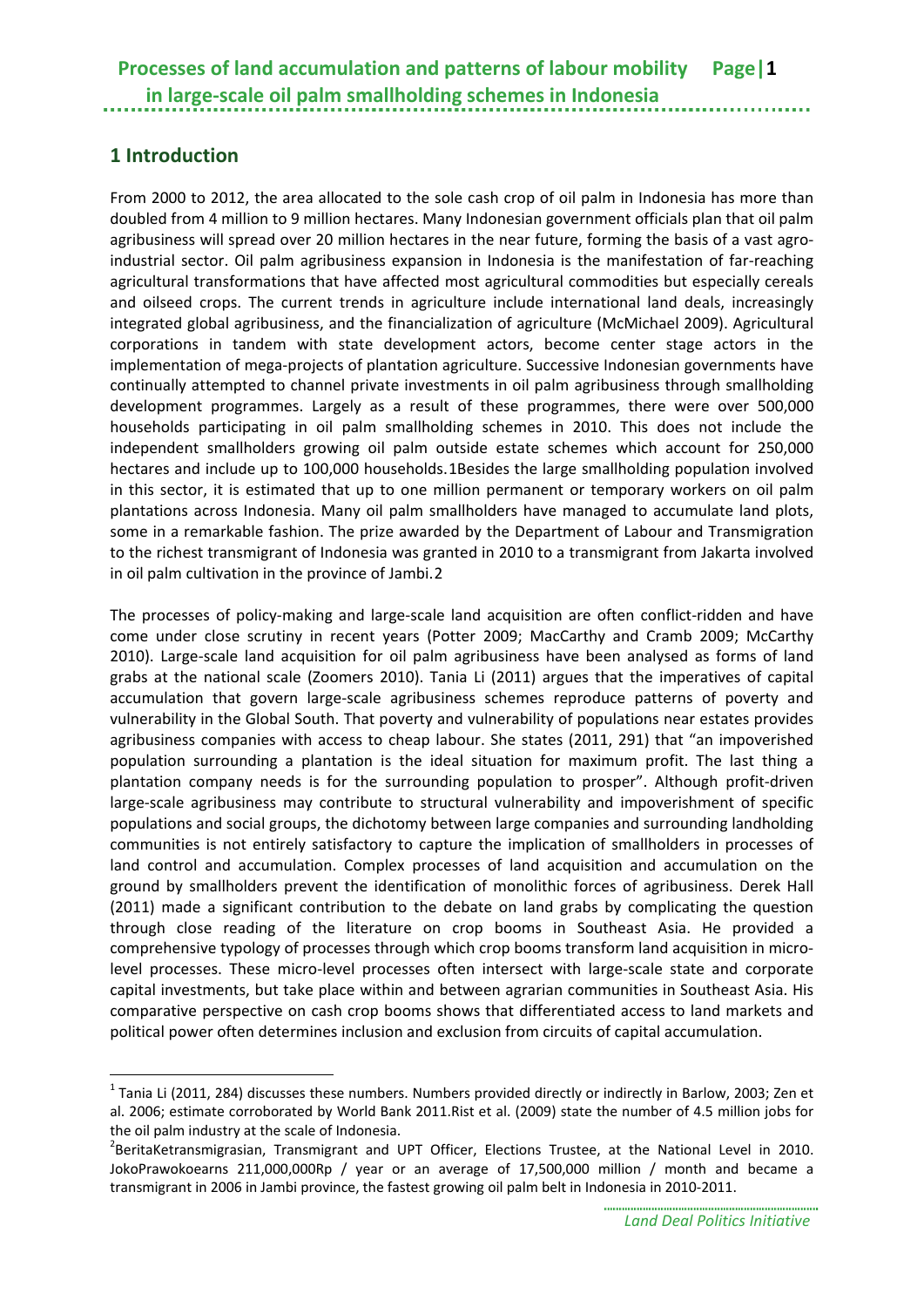# 1 Introduction

From 2000 to 2012, the area allocated to the sole cash crop of oil palm in Indonesia has more than doubled from 4 million to 9 million hectares. Many Indonesian government officials plan that oil palm agribusiness will spread over 20 million hectares in the near future, forming the basis of a vast agro-industrial sector. Oil palm agribusiness expansion in Indonesia is the manifestation of far-reaching agricultural transformations that have affected most agricultural commodities but especially cereals and oilseed crops. The current trends in agriculture include international land deals, increasingly integrated global agribusiness, and the financialization of agriculture (McMichael 2009). Agricultural corporations in tandem with state development actors, become center stage actors in the implementation of mega-projects of plantation agriculture. Successive Indonesian governments have continually attempted to channel private investments in oil palm agribusiness through smallholding development programmes. Largely as a result of these programmes, there were over 500,000 households participating in oil palm smallholding schemes in 2010. This does not include the independent smallholders growing oil palm outside estate schemes which account for 250,000 hectares and include up to 100,000 households.[1] Besides the large smallholding population involved in this sector, it is estimated that up to one million permanent or temporary workers on oil palm plantations across Indonesia. Many oil palm smallholders have managed to accumulate land plots, some in a remarkable fashion. The prize awarded by the Department of Labour and Transmigration to the richest transmigrant of Indonesia was granted in 2010 to a transmigrant from Jakarta involved in oil palm cultivation in the province of Jambi.[2]

The processes of policy-making and large-scale land acquisition are often conflict-ridden and have come under close scrutiny in recent years (Potter 2009; MacCarthy and Cramb 2009; McCarthy 2010). Large-scale land acquisition for oil palm agribusiness have been analysed as forms of land grabs at the national scale (Zoomers 2010). Tania Li (2011) argues that the imperatives of capital accumulation that govern large-scale agribusiness schemes reproduce patterns of poverty and vulnerability in the Global South. That poverty and vulnerability of populations near estates provides agribusiness companies with access to cheap labour. She states (2011, 291) that "an impoverished population surrounding a plantation is the ideal situation for maximum profit. The last thing a plantation company needs is for the surrounding population to prosper". Although profit-driven large-scale agribusiness may contribute to structural vulnerability and impoverishment of specific populations and social groups, the dichotomy between large companies and surrounding landholding communities is not entirely satisfactory to capture the implication of smallholders in processes of land control and accumulation. Complex processes of land acquisition and accumulation on the ground by smallholders prevent the identification of monolithic forces of agribusiness. Derek Hall (2011) made a significant contribution to the debate on land grabs by complicating the question through close reading of the literature on crop booms in Southeast Asia. He provided a comprehensive typology of processes through which crop booms transform land acquisition in micro-level processes. These micro-level processes often intersect with large-scale state and corporate capital investments, but take place within and between agrarian communities in Southeast Asia. His comparative perspective on cash crop booms shows that differentiated access to land markets and political power often determines inclusion and exclusion from circuits of capital accumulation.

[1] Tania Li (2011, 284) discusses these numbers. Numbers provided directly or indirectly in Barlow, 2003; Zen et al. 2006; estimate corroborated by World Bank 2011.Rist et al. (2009) state the number of 4.5 million jobs for the oil palm industry at the scale of Indonesia.

[2] BeritaKetransmigrasian, Transmigrant and UPT Officer, Elections Trustee, at the National Level in 2010. JokoPrawokoearns 211,000,000Rp / year or an average of 17,500,000 million / month and became a transmigrant in 2006 in Jambi province, the fastest growing oil palm belt in Indonesia in 2010-2011.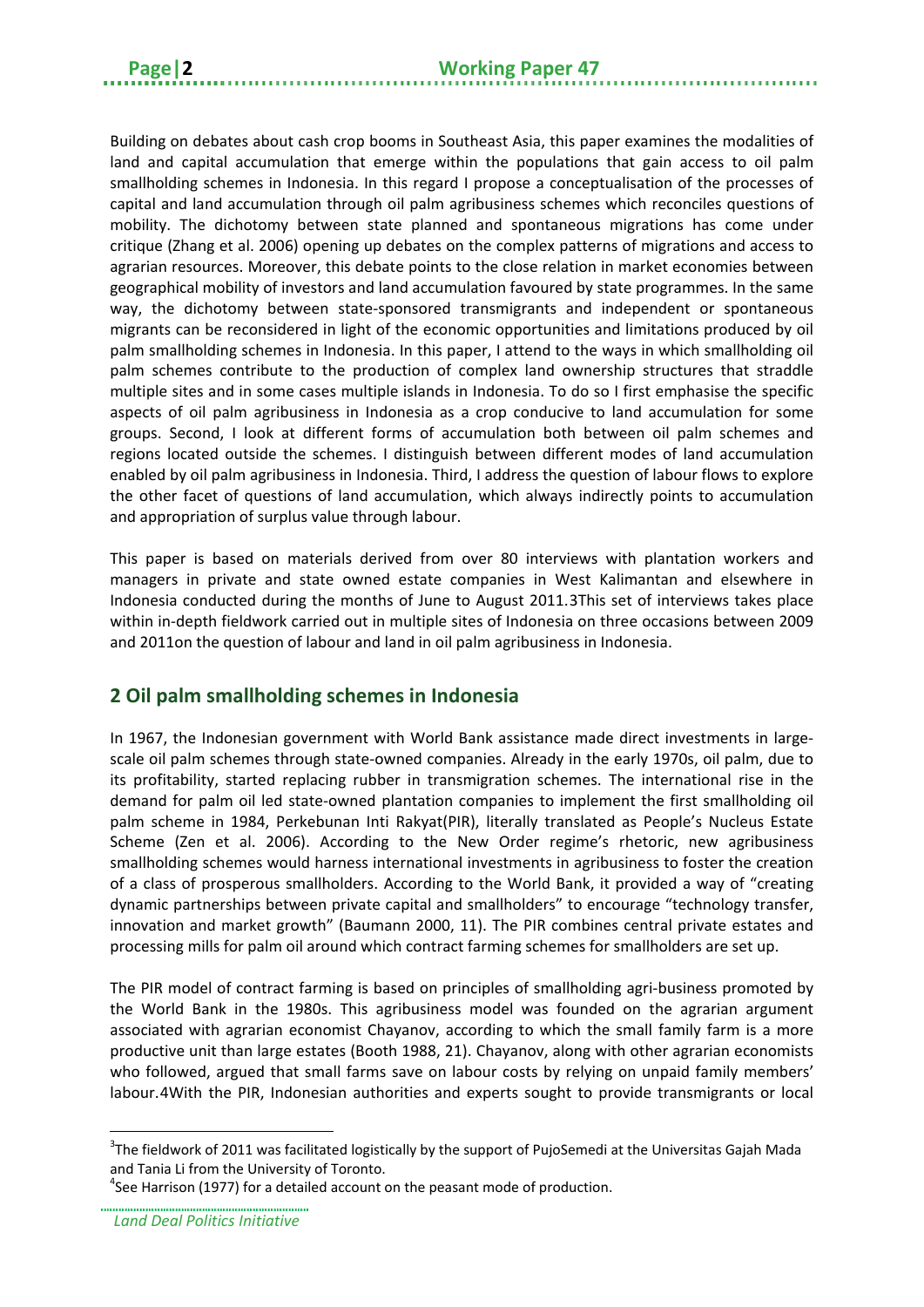Building on debates about cash crop booms in Southeast Asia, this paper examines the modalities of land and capital accumulation that emerge within the populations that gain access to oil palm smallholding schemes in Indonesia. In this regard I propose a conceptualisation of the processes of capital and land accumulation through oil palm agribusiness schemes which reconciles questions of mobility. The dichotomy between state planned and spontaneous migrations has come under critique (Zhang et al. 2006) opening up debates on the complex patterns of migrations and access to agrarian resources. Moreover, this debate points to the close relation in market economies between geographical mobility of investors and land accumulation favoured by state programmes. In the same way, the dichotomy between state-sponsored transmigrants and independent or spontaneous migrants can be reconsidered in light of the economic opportunities and limitations produced by oil palm smallholding schemes in Indonesia. In this paper, I attend to the ways in which smallholding oil palm schemes contribute to the production of complex land ownership structures that straddle multiple sites and in some cases multiple islands in Indonesia. To do so I first emphasise the specific aspects of oil palm agribusiness in Indonesia as a crop conducive to land accumulation for some groups. Second, I look at different forms of accumulation both between oil palm schemes and regions located outside the schemes. I distinguish between different modes of land accumulation enabled by oil palm agribusiness in Indonesia. Third, I address the question of labour flows to explore the other facet of questions of land accumulation, which always indirectly points to accumulation and appropriation of surplus value through labour.

This paper is based on materials derived from over 80 interviews with plantation workers and managers in private and state owned estate companies in West Kalimantan and elsewhere in Indonesia conducted during the months of June to August 2011.[3] This set of interviews takes place within in-depth fieldwork carried out in multiple sites of Indonesia on three occasions between 2009 and 2011on the question of labour and land in oil palm agribusiness in Indonesia.

## 2 Oil palm smallholding schemes in Indonesia

In 1967, the Indonesian government with World Bank assistance made direct investments in large-scale oil palm schemes through state-owned companies. Already in the early 1970s, oil palm, due to its profitability, started replacing rubber in transmigration schemes. The international rise in the demand for palm oil led state-owned plantation companies to implement the first smallholding oil palm scheme in 1984, Perkebunan Inti Rakyat(PIR), literally translated as People's Nucleus Estate Scheme (Zen et al. 2006). According to the New Order regime's rhetoric, new agribusiness smallholding schemes would harness international investments in agribusiness to foster the creation of a class of prosperous smallholders. According to the World Bank, it provided a way of "creating dynamic partnerships between private capital and smallholders" to encourage "technology transfer, innovation and market growth" (Baumann 2000, 11). The PIR combines central private estates and processing mills for palm oil around which contract farming schemes for smallholders are set up.

The PIR model of contract farming is based on principles of smallholding agri-business promoted by the World Bank in the 1980s. This agribusiness model was founded on the agrarian argument associated with agrarian economist Chayanov, according to which the small family farm is a more productive unit than large estates (Booth 1988, 21). Chayanov, along with other agrarian economists who followed, argued that small farms save on labour costs by relying on unpaid family members' labour.[4] With the PIR, Indonesian authorities and experts sought to provide transmigrants or local

[3] The fieldwork of 2011 was facilitated logistically by the support of PujoSemedi at the Universitas Gajah Mada and Tania Li from the University of Toronto.

[4] See Harrison (1977) for a detailed account on the peasant mode of production.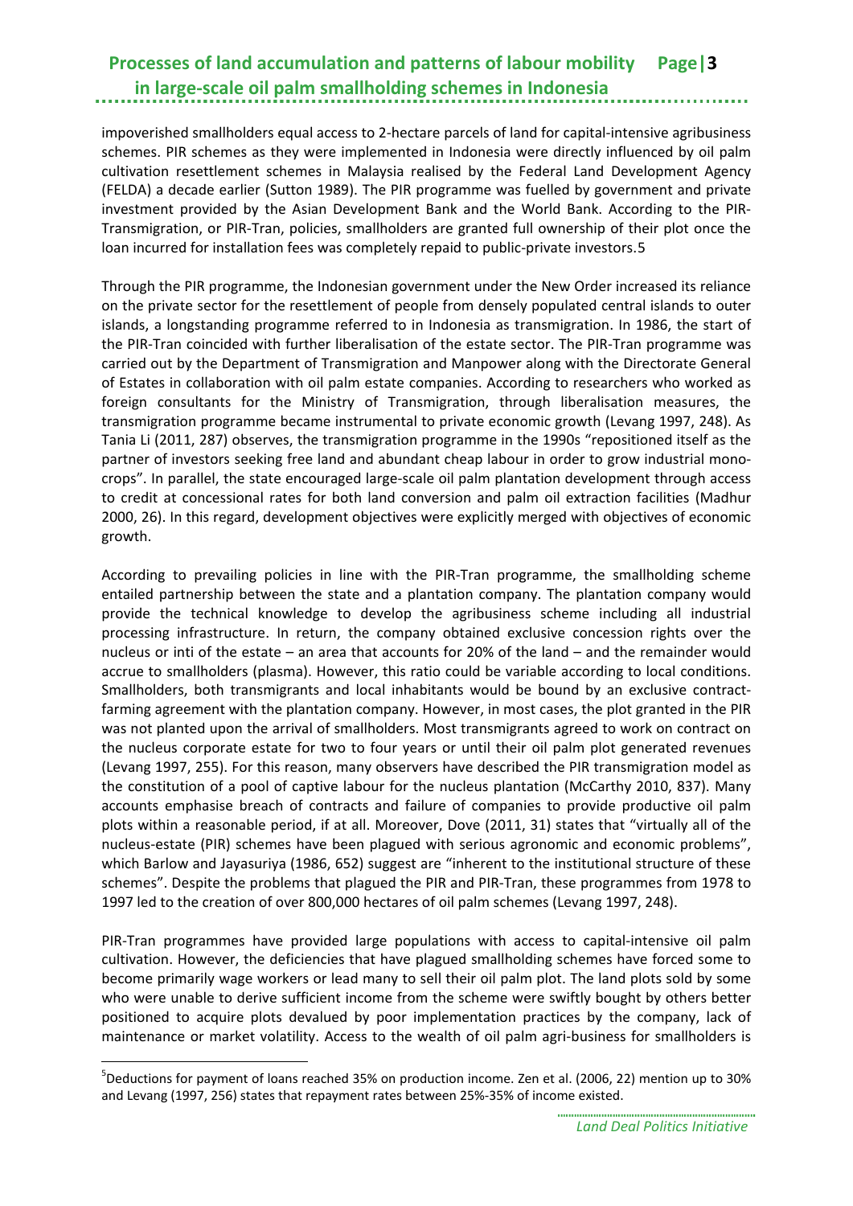impoverished smallholders equal access to 2-hectare parcels of land for capital-intensive agribusiness schemes. PIR schemes as they were implemented in Indonesia were directly influenced by oil palm cultivation resettlement schemes in Malaysia realised by the Federal Land Development Agency (FELDA) a decade earlier (Sutton 1989). The PIR programme was fuelled by government and private investment provided by the Asian Development Bank and the World Bank. According to the PIR-Transmigration, or PIR-Tran, policies, smallholders are granted full ownership of their plot once the loan incurred for installation fees was completely repaid to public-private investors.[5]

Through the PIR programme, the Indonesian government under the New Order increased its reliance on the private sector for the resettlement of people from densely populated central islands to outer islands, a longstanding programme referred to in Indonesia as transmigration. In 1986, the start of the PIR-Tran coincided with further liberalisation of the estate sector. The PIR-Tran programme was carried out by the Department of Transmigration and Manpower along with the Directorate General of Estates in collaboration with oil palm estate companies. According to researchers who worked as foreign consultants for the Ministry of Transmigration, through liberalisation measures, the transmigration programme became instrumental to private economic growth (Levang 1997, 248). As Tania Li (2011, 287) observes, the transmigration programme in the 1990s "repositioned itself as the partner of investors seeking free land and abundant cheap labour in order to grow industrial mono-crops". In parallel, the state encouraged large-scale oil palm plantation development through access to credit at concessional rates for both land conversion and palm oil extraction facilities (Madhur 2000, 26). In this regard, development objectives were explicitly merged with objectives of economic growth.

According to prevailing policies in line with the PIR-Tran programme, the smallholding scheme entailed partnership between the state and a plantation company. The plantation company would provide the technical knowledge to develop the agribusiness scheme including all industrial processing infrastructure. In return, the company obtained exclusive concession rights over the nucleus or inti of the estate – an area that accounts for 20% of the land – and the remainder would accrue to smallholders (plasma). However, this ratio could be variable according to local conditions. Smallholders, both transmigrants and local inhabitants would be bound by an exclusive contract-farming agreement with the plantation company. However, in most cases, the plot granted in the PIR was not planted upon the arrival of smallholders. Most transmigrants agreed to work on contract on the nucleus corporate estate for two to four years or until their oil palm plot generated revenues (Levang 1997, 255). For this reason, many observers have described the PIR transmigration model as the constitution of a pool of captive labour for the nucleus plantation (McCarthy 2010, 837). Many accounts emphasise breach of contracts and failure of companies to provide productive oil palm plots within a reasonable period, if at all. Moreover, Dove (2011, 31) states that "virtually all of the nucleus-estate (PIR) schemes have been plagued with serious agronomic and economic problems", which Barlow and Jayasuriya (1986, 652) suggest are "inherent to the institutional structure of these schemes". Despite the problems that plagued the PIR and PIR-Tran, these programmes from 1978 to 1997 led to the creation of over 800,000 hectares of oil palm schemes (Levang 1997, 248).

PIR-Tran programmes have provided large populations with access to capital-intensive oil palm cultivation. However, the deficiencies that have plagued smallholding schemes have forced some to become primarily wage workers or lead many to sell their oil palm plot. The land plots sold by some who were unable to derive sufficient income from the scheme were swiftly bought by others better positioned to acquire plots devalued by poor implementation practices by the company, lack of maintenance or market volatility. Access to the wealth of oil palm agri-business for smallholders is

[5] Deductions for payment of loans reached 35% on production income. Zen et al. (2006, 22) mention up to 30% and Levang (1997, 256) states that repayment rates between 25%-35% of income existed.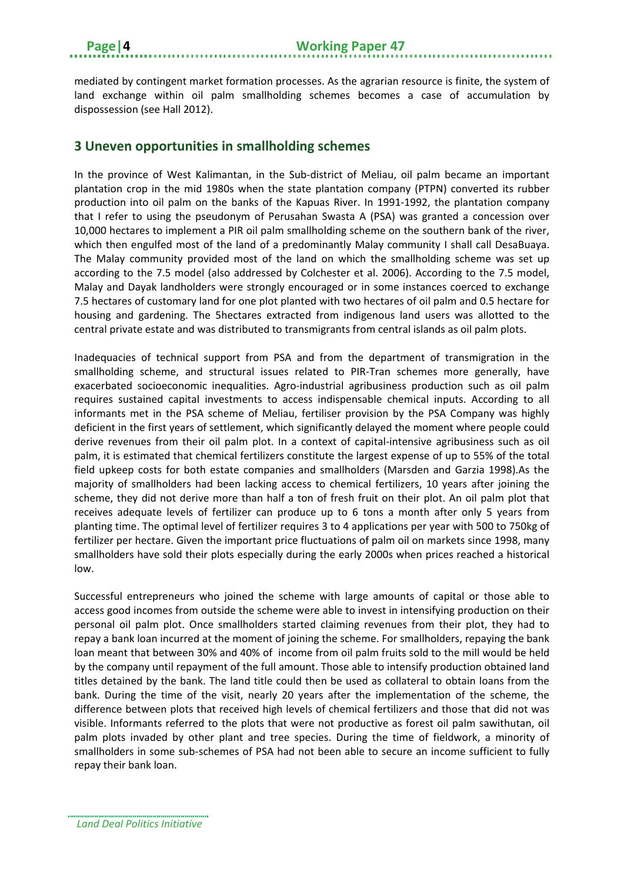mediated by contingent market formation processes. As the agrarian resource is finite, the system of land exchange within oil palm smallholding schemes becomes a case of accumulation by dispossession (see Hall 2012).

## 3 Uneven opportunities in smallholding schemes

In the province of West Kalimantan, in the Sub-district of Meliau, oil palm became an important plantation crop in the mid 1980s when the state plantation company (PTPN) converted its rubber production into oil palm on the banks of the Kapuas River. In 1991-1992, the plantation company that I refer to using the pseudonym of Perusahan Swasta A (PSA) was granted a concession over 10,000 hectares to implement a PIR oil palm smallholding scheme on the southern bank of the river, which then engulfed most of the land of a predominantly Malay community I shall call DesaBuaya. The Malay community provided most of the land on which the smallholding scheme was set up according to the 7.5 model (also addressed by Colchester et al. 2006). According to the 7.5 model, Malay and Dayak landholders were strongly encouraged or in some instances coerced to exchange 7.5 hectares of customary land for one plot planted with two hectares of oil palm and 0.5 hectare for housing and gardening. The 5hectares extracted from indigenous land users was allotted to the central private estate and was distributed to transmigrants from central islands as oil palm plots.

Inadequacies of technical support from PSA and from the department of transmigration in the smallholding scheme, and structural issues related to PIR-Tran schemes more generally, have exacerbated socioeconomic inequalities. Agro-industrial agribusiness production such as oil palm requires sustained capital investments to access indispensable chemical inputs. According to all informants met in the PSA scheme of Meliau, fertiliser provision by the PSA Company was highly deficient in the first years of settlement, which significantly delayed the moment where people could derive revenues from their oil palm plot. In a context of capital-intensive agribusiness such as oil palm, it is estimated that chemical fertilizers constitute the largest expense of up to 55% of the total field upkeep costs for both estate companies and smallholders (Marsden and Garzia 1998).As the majority of smallholders had been lacking access to chemical fertilizers, 10 years after joining the scheme, they did not derive more than half a ton of fresh fruit on their plot. An oil palm plot that receives adequate levels of fertilizer can produce up to 6 tons a month after only 5 years from planting time. The optimal level of fertilizer requires 3 to 4 applications per year with 500 to 750kg of fertilizer per hectare. Given the important price fluctuations of palm oil on markets since 1998, many smallholders have sold their plots especially during the early 2000s when prices reached a historical low.

Successful entrepreneurs who joined the scheme with large amounts of capital or those able to access good incomes from outside the scheme were able to invest in intensifying production on their personal oil palm plot. Once smallholders started claiming revenues from their plot, they had to repay a bank loan incurred at the moment of joining the scheme. For smallholders, repaying the bank loan meant that between 30% and 40% of income from oil palm fruits sold to the mill would be held by the company until repayment of the full amount. Those able to intensify production obtained land titles detained by the bank. The land title could then be used as collateral to obtain loans from the bank. During the time of the visit, nearly 20 years after the implementation of the scheme, the difference between plots that received high levels of chemical fertilizers and those that did not was visible. Informants referred to the plots that were not productive as forest oil palm sawithutan, oil palm plots invaded by other plant and tree species. During the time of fieldwork, a minority of smallholders in some sub-schemes of PSA had not been able to secure an income sufficient to fully repay their bank loan.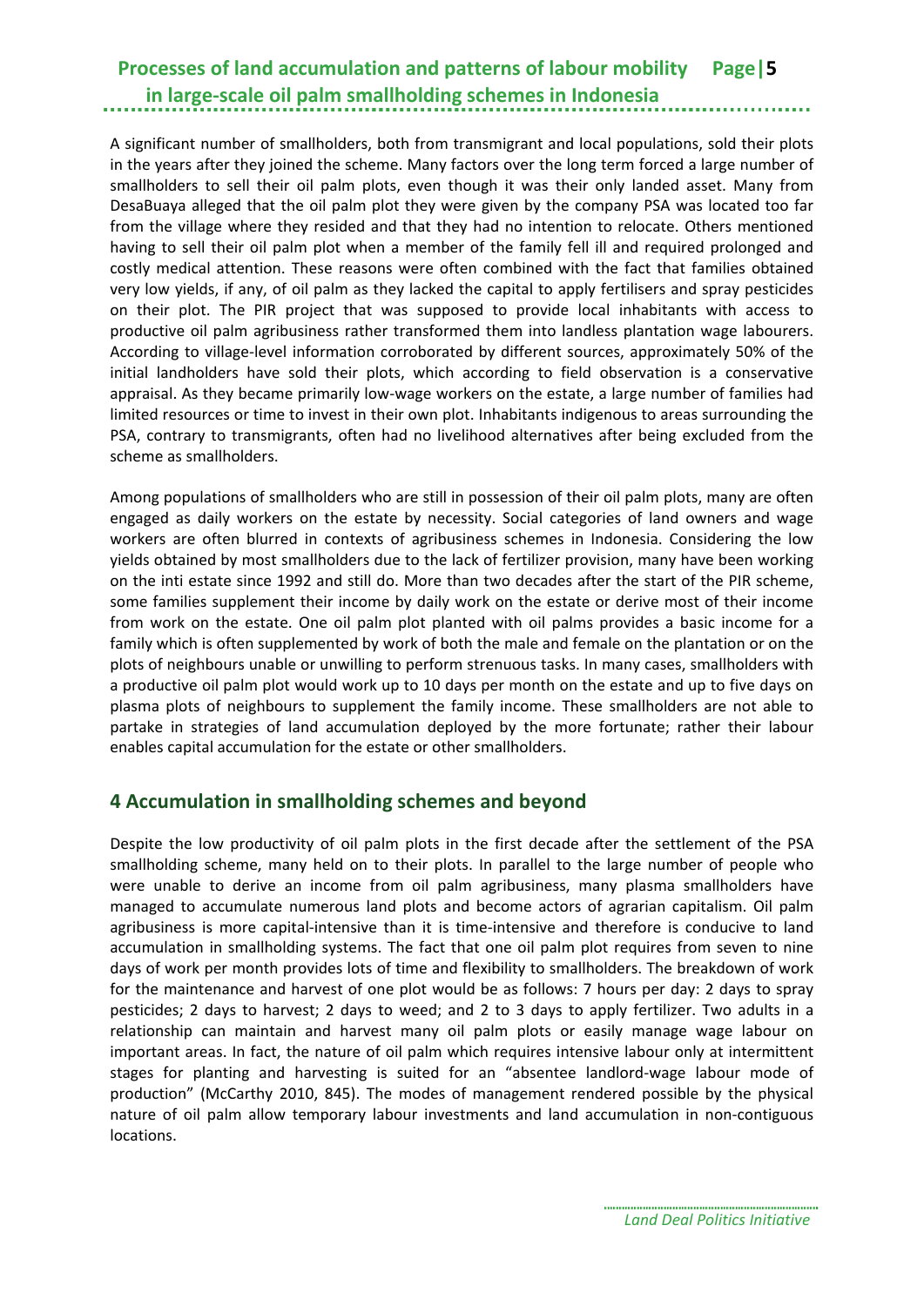A significant number of smallholders, both from transmigrant and local populations, sold their plots in the years after they joined the scheme. Many factors over the long term forced a large number of smallholders to sell their oil palm plots, even though it was their only landed asset. Many from DesaBuaya alleged that the oil palm plot they were given by the company PSA was located too far from the village where they resided and that they had no intention to relocate. Others mentioned having to sell their oil palm plot when a member of the family fell ill and required prolonged and costly medical attention. These reasons were often combined with the fact that families obtained very low yields, if any, of oil palm as they lacked the capital to apply fertilisers and spray pesticides on their plot. The PIR project that was supposed to provide local inhabitants with access to productive oil palm agribusiness rather transformed them into landless plantation wage labourers. According to village-level information corroborated by different sources, approximately 50% of the initial landholders have sold their plots, which according to field observation is a conservative appraisal. As they became primarily low-wage workers on the estate, a large number of families had limited resources or time to invest in their own plot. Inhabitants indigenous to areas surrounding the PSA, contrary to transmigrants, often had no livelihood alternatives after being excluded from the scheme as smallholders.

Among populations of smallholders who are still in possession of their oil palm plots, many are often engaged as daily workers on the estate by necessity. Social categories of land owners and wage workers are often blurred in contexts of agribusiness schemes in Indonesia. Considering the low yields obtained by most smallholders due to the lack of fertilizer provision, many have been working on the inti estate since 1992 and still do. More than two decades after the start of the PIR scheme, some families supplement their income by daily work on the estate or derive most of their income from work on the estate. One oil palm plot planted with oil palms provides a basic income for a family which is often supplemented by work of both the male and female on the plantation or on the plots of neighbours unable or unwilling to perform strenuous tasks. In many cases, smallholders with a productive oil palm plot would work up to 10 days per month on the estate and up to five days on plasma plots of neighbours to supplement the family income. These smallholders are not able to partake in strategies of land accumulation deployed by the more fortunate; rather their labour enables capital accumulation for the estate or other smallholders.

## 4 Accumulation in smallholding schemes and beyond

Despite the low productivity of oil palm plots in the first decade after the settlement of the PSA smallholding scheme, many held on to their plots. In parallel to the large number of people who were unable to derive an income from oil palm agribusiness, many plasma smallholders have managed to accumulate numerous land plots and become actors of agrarian capitalism. Oil palm agribusiness is more capital-intensive than it is time-intensive and therefore is conducive to land accumulation in smallholding systems. The fact that one oil palm plot requires from seven to nine days of work per month provides lots of time and flexibility to smallholders. The breakdown of work for the maintenance and harvest of one plot would be as follows: 7 hours per day: 2 days to spray pesticides; 2 days to harvest; 2 days to weed; and 2 to 3 days to apply fertilizer. Two adults in a relationship can maintain and harvest many oil palm plots or easily manage wage labour on important areas. In fact, the nature of oil palm which requires intensive labour only at intermittent stages for planting and harvesting is suited for an "absentee landlord-wage labour mode of production" (McCarthy 2010, 845). The modes of management rendered possible by the physical nature of oil palm allow temporary labour investments and land accumulation in non-contiguous locations.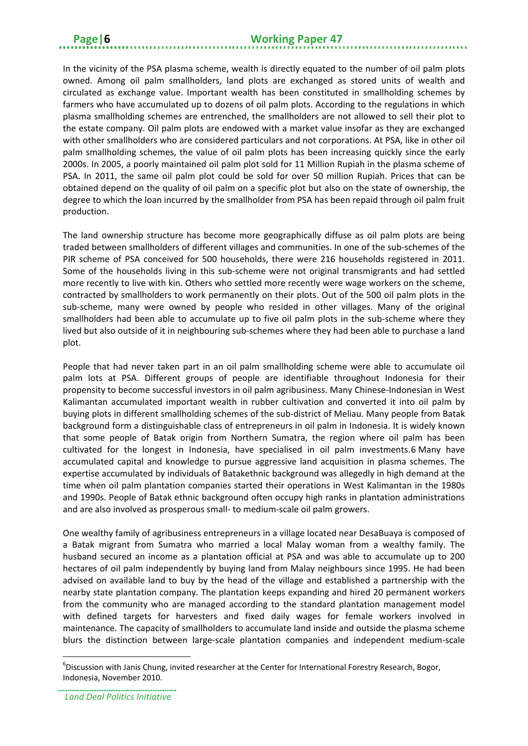In the vicinity of the PSA plasma scheme, wealth is directly equated to the number of oil palm plots owned. Among oil palm smallholders, land plots are exchanged as stored units of wealth and circulated as exchange value. Important wealth has been constituted in smallholding schemes by farmers who have accumulated up to dozens of oil palm plots. According to the regulations in which plasma smallholding schemes are entrenched, the smallholders are not allowed to sell their plot to the estate company. Oil palm plots are endowed with a market value insofar as they are exchanged with other smallholders who are considered particulars and not corporations. At PSA, like in other oil palm smallholding schemes, the value of oil palm plots has been increasing quickly since the early 2000s. In 2005, a poorly maintained oil palm plot sold for 11 Million Rupiah in the plasma scheme of PSA. In 2011, the same oil palm plot could be sold for over 50 million Rupiah. Prices that can be obtained depend on the quality of oil palm on a specific plot but also on the state of ownership, the degree to which the loan incurred by the smallholder from PSA has been repaid through oil palm fruit production.

The land ownership structure has become more geographically diffuse as oil palm plots are being traded between smallholders of different villages and communities. In one of the sub-schemes of the PIR scheme of PSA conceived for 500 households, there were 216 households registered in 2011. Some of the households living in this sub-scheme were not original transmigrants and had settled more recently to live with kin. Others who settled more recently were wage workers on the scheme, contracted by smallholders to work permanently on their plots. Out of the 500 oil palm plots in the sub-scheme, many were owned by people who resided in other villages. Many of the original smallholders had been able to accumulate up to five oil palm plots in the sub-scheme where they lived but also outside of it in neighbouring sub-schemes where they had been able to purchase a land plot.

People that had never taken part in an oil palm smallholding scheme were able to accumulate oil palm lots at PSA. Different groups of people are identifiable throughout Indonesia for their propensity to become successful investors in oil palm agribusiness. Many Chinese-Indonesian in West Kalimantan accumulated important wealth in rubber cultivation and converted it into oil palm by buying plots in different smallholding schemes of the sub-district of Meliau. Many people from Batak background form a distinguishable class of entrepreneurs in oil palm in Indonesia. It is widely known that some people of Batak origin from Northern Sumatra, the region where oil palm has been cultivated for the longest in Indonesia, have specialised in oil palm investments.[6] Many have accumulated capital and knowledge to pursue aggressive land acquisition in plasma schemes. The expertise accumulated by individuals of Batakethnic background was allegedly in high demand at the time when oil palm plantation companies started their operations in West Kalimantan in the 1980s and 1990s. People of Batak ethnic background often occupy high ranks in plantation administrations and are also involved as prosperous small- to medium-scale oil palm growers.

One wealthy family of agribusiness entrepreneurs in a village located near DesaBuaya is composed of a Batak migrant from Sumatra who married a local Malay woman from a wealthy family. The husband secured an income as a plantation official at PSA and was able to accumulate up to 200 hectares of oil palm independently by buying land from Malay neighbours since 1995. He had been advised on available land to buy by the head of the village and established a partnership with the nearby state plantation company. The plantation keeps expanding and hired 20 permanent workers from the community who are managed according to the standard plantation management model with defined targets for harvesters and fixed daily wages for female workers involved in maintenance. The capacity of smallholders to accumulate land inside and outside the plasma scheme blurs the distinction between large-scale plantation companies and independent medium-scale

[6] Discussion with Janis Chung, invited researcher at the Center for International Forestry Research, Bogor, Indonesia, November 2010.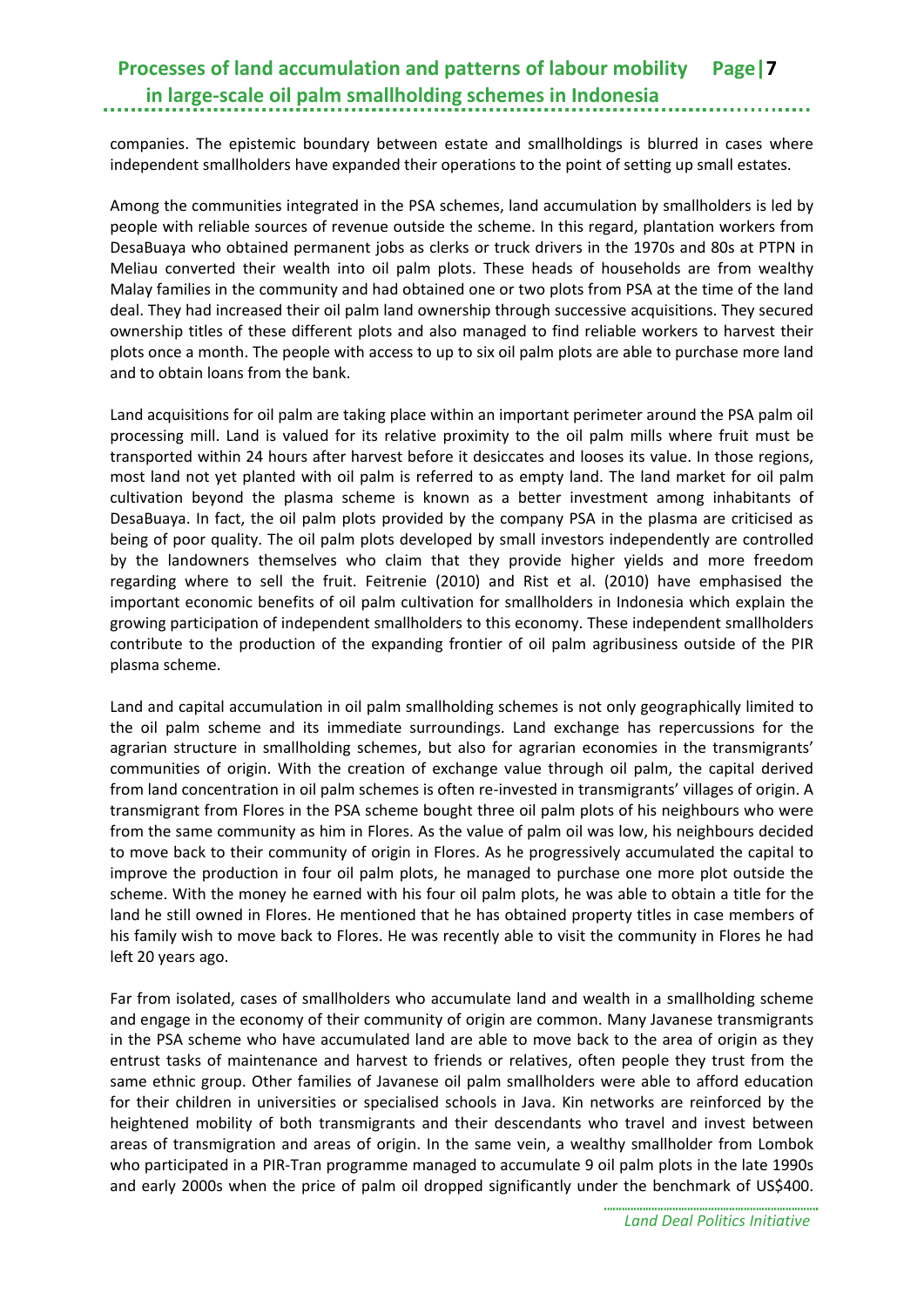companies. The epistemic boundary between estate and smallholdings is blurred in cases where independent smallholders have expanded their operations to the point of setting up small estates.

Among the communities integrated in the PSA schemes, land accumulation by smallholders is led by people with reliable sources of revenue outside the scheme. In this regard, plantation workers from DesaBuaya who obtained permanent jobs as clerks or truck drivers in the 1970s and 80s at PTPN in Meliau converted their wealth into oil palm plots. These heads of households are from wealthy Malay families in the community and had obtained one or two plots from PSA at the time of the land deal. They had increased their oil palm land ownership through successive acquisitions. They secured ownership titles of these different plots and also managed to find reliable workers to harvest their plots once a month. The people with access to up to six oil palm plots are able to purchase more land and to obtain loans from the bank.

Land acquisitions for oil palm are taking place within an important perimeter around the PSA palm oil processing mill. Land is valued for its relative proximity to the oil palm mills where fruit must be transported within 24 hours after harvest before it desiccates and looses its value. In those regions, most land not yet planted with oil palm is referred to as empty land. The land market for oil palm cultivation beyond the plasma scheme is known as a better investment among inhabitants of DesaBuaya. In fact, the oil palm plots provided by the company PSA in the plasma are criticised as being of poor quality. The oil palm plots developed by small investors independently are controlled by the landowners themselves who claim that they provide higher yields and more freedom regarding where to sell the fruit. Feitrenie (2010) and Rist et al. (2010) have emphasised the important economic benefits of oil palm cultivation for smallholders in Indonesia which explain the growing participation of independent smallholders to this economy. These independent smallholders contribute to the production of the expanding frontier of oil palm agribusiness outside of the PIR plasma scheme.

Land and capital accumulation in oil palm smallholding schemes is not only geographically limited to the oil palm scheme and its immediate surroundings. Land exchange has repercussions for the agrarian structure in smallholding schemes, but also for agrarian economies in the transmigrants' communities of origin. With the creation of exchange value through oil palm, the capital derived from land concentration in oil palm schemes is often re-invested in transmigrants' villages of origin. A transmigrant from Flores in the PSA scheme bought three oil palm plots of his neighbours who were from the same community as him in Flores. As the value of palm oil was low, his neighbours decided to move back to their community of origin in Flores. As he progressively accumulated the capital to improve the production in four oil palm plots, he managed to purchase one more plot outside the scheme. With the money he earned with his four oil palm plots, he was able to obtain a title for the land he still owned in Flores. He mentioned that he has obtained property titles in case members of his family wish to move back to Flores. He was recently able to visit the community in Flores he had left 20 years ago.

Far from isolated, cases of smallholders who accumulate land and wealth in a smallholding scheme and engage in the economy of their community of origin are common. Many Javanese transmigrants in the PSA scheme who have accumulated land are able to move back to the area of origin as they entrust tasks of maintenance and harvest to friends or relatives, often people they trust from the same ethnic group. Other families of Javanese oil palm smallholders were able to afford education for their children in universities or specialised schools in Java. Kin networks are reinforced by the heightened mobility of both transmigrants and their descendants who travel and invest between areas of transmigration and areas of origin. In the same vein, a wealthy smallholder from Lombok who participated in a PIR-Tran programme managed to accumulate 9 oil palm plots in the late 1990s and early 2000s when the price of palm oil dropped significantly under the benchmark of US$400.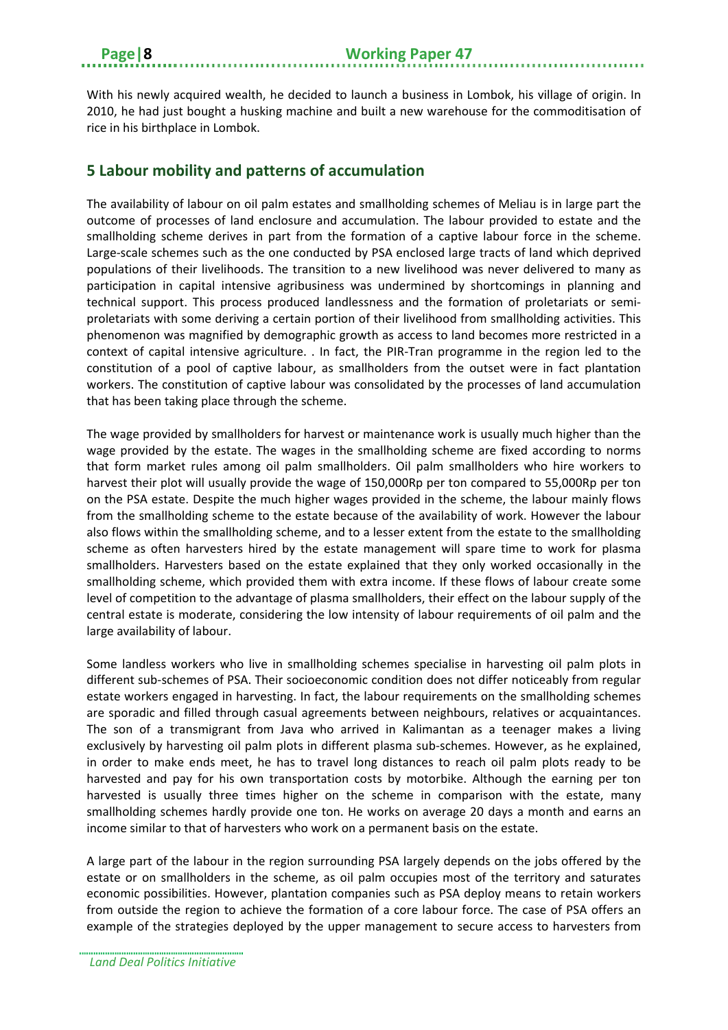With his newly acquired wealth, he decided to launch a business in Lombok, his village of origin. In 2010, he had just bought a husking machine and built a new warehouse for the commoditisation of rice in his birthplace in Lombok.

## 5 Labour mobility and patterns of accumulation

The availability of labour on oil palm estates and smallholding schemes of Meliau is in large part the outcome of processes of land enclosure and accumulation. The labour provided to estate and the smallholding scheme derives in part from the formation of a captive labour force in the scheme. Large-scale schemes such as the one conducted by PSA enclosed large tracts of land which deprived populations of their livelihoods. The transition to a new livelihood was never delivered to many as participation in capital intensive agribusiness was undermined by shortcomings in planning and technical support. This process produced landlessness and the formation of proletariats or semi-proletariats with some deriving a certain portion of their livelihood from smallholding activities. This phenomenon was magnified by demographic growth as access to land becomes more restricted in a context of capital intensive agriculture. . In fact, the PIR-Tran programme in the region led to the constitution of a pool of captive labour, as smallholders from the outset were in fact plantation workers. The constitution of captive labour was consolidated by the processes of land accumulation that has been taking place through the scheme.

The wage provided by smallholders for harvest or maintenance work is usually much higher than the wage provided by the estate. The wages in the smallholding scheme are fixed according to norms that form market rules among oil palm smallholders. Oil palm smallholders who hire workers to harvest their plot will usually provide the wage of 150,000Rp per ton compared to 55,000Rp per ton on the PSA estate. Despite the much higher wages provided in the scheme, the labour mainly flows from the smallholding scheme to the estate because of the availability of work. However the labour also flows within the smallholding scheme, and to a lesser extent from the estate to the smallholding scheme as often harvesters hired by the estate management will spare time to work for plasma smallholders. Harvesters based on the estate explained that they only worked occasionally in the smallholding scheme, which provided them with extra income. If these flows of labour create some level of competition to the advantage of plasma smallholders, their effect on the labour supply of the central estate is moderate, considering the low intensity of labour requirements of oil palm and the large availability of labour.

Some landless workers who live in smallholding schemes specialise in harvesting oil palm plots in different sub-schemes of PSA. Their socioeconomic condition does not differ noticeably from regular estate workers engaged in harvesting. In fact, the labour requirements on the smallholding schemes are sporadic and filled through casual agreements between neighbours, relatives or acquaintances. The son of a transmigrant from Java who arrived in Kalimantan as a teenager makes a living exclusively by harvesting oil palm plots in different plasma sub-schemes. However, as he explained, in order to make ends meet, he has to travel long distances to reach oil palm plots ready to be harvested and pay for his own transportation costs by motorbike. Although the earning per ton harvested is usually three times higher on the scheme in comparison with the estate, many smallholding schemes hardly provide one ton. He works on average 20 days a month and earns an income similar to that of harvesters who work on a permanent basis on the estate.

A large part of the labour in the region surrounding PSA largely depends on the jobs offered by the estate or on smallholders in the scheme, as oil palm occupies most of the territory and saturates economic possibilities. However, plantation companies such as PSA deploy means to retain workers from outside the region to achieve the formation of a core labour force. The case of PSA offers an example of the strategies deployed by the upper management to secure access to harvesters from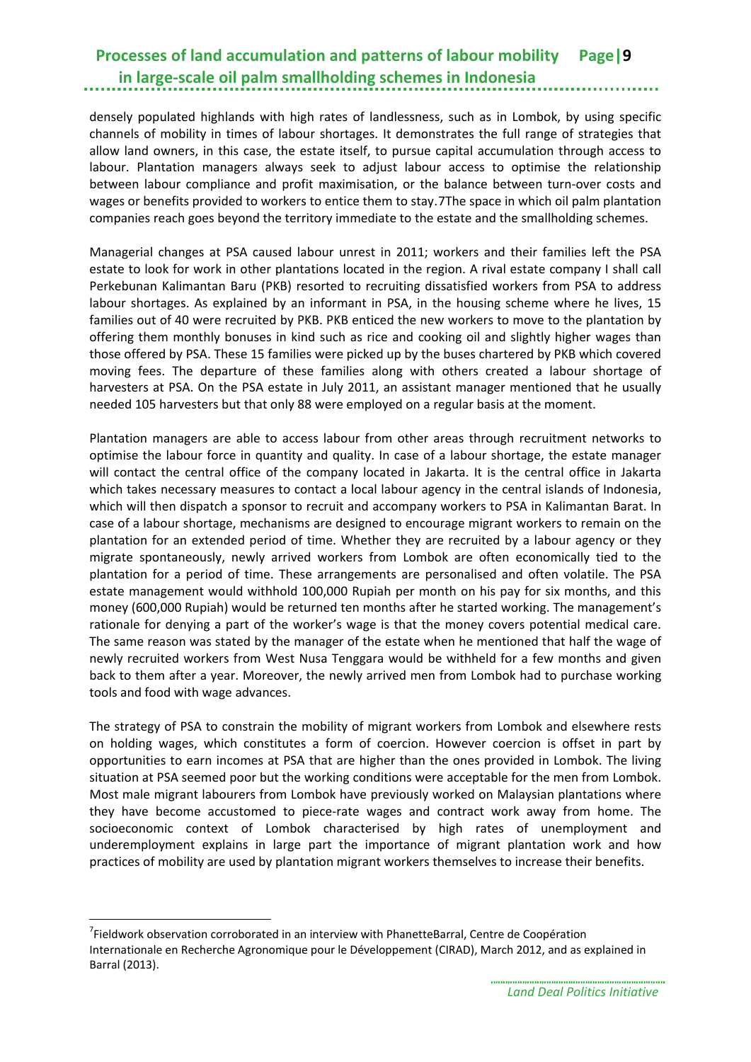densely populated highlands with high rates of landlessness, such as in Lombok, by using specific channels of mobility in times of labour shortages. It demonstrates the full range of strategies that allow land owners, in this case, the estate itself, to pursue capital accumulation through access to labour. Plantation managers always seek to adjust labour access to optimise the relationship between labour compliance and profit maximisation, or the balance between turn-over costs and wages or benefits provided to workers to entice them to stay.[7] The space in which oil palm plantation companies reach goes beyond the territory immediate to the estate and the smallholding schemes.

Managerial changes at PSA caused labour unrest in 2011; workers and their families left the PSA estate to look for work in other plantations located in the region. A rival estate company I shall call Perkebunan Kalimantan Baru (PKB) resorted to recruiting dissatisfied workers from PSA to address labour shortages. As explained by an informant in PSA, in the housing scheme where he lives, 15 families out of 40 were recruited by PKB. PKB enticed the new workers to move to the plantation by offering them monthly bonuses in kind such as rice and cooking oil and slightly higher wages than those offered by PSA. These 15 families were picked up by the buses chartered by PKB which covered moving fees. The departure of these families along with others created a labour shortage of harvesters at PSA. On the PSA estate in July 2011, an assistant manager mentioned that he usually needed 105 harvesters but that only 88 were employed on a regular basis at the moment.

Plantation managers are able to access labour from other areas through recruitment networks to optimise the labour force in quantity and quality. In case of a labour shortage, the estate manager will contact the central office of the company located in Jakarta. It is the central office in Jakarta which takes necessary measures to contact a local labour agency in the central islands of Indonesia, which will then dispatch a sponsor to recruit and accompany workers to PSA in Kalimantan Barat. In case of a labour shortage, mechanisms are designed to encourage migrant workers to remain on the plantation for an extended period of time. Whether they are recruited by a labour agency or they migrate spontaneously, newly arrived workers from Lombok are often economically tied to the plantation for a period of time. These arrangements are personalised and often volatile. The PSA estate management would withhold 100,000 Rupiah per month on his pay for six months, and this money (600,000 Rupiah) would be returned ten months after he started working. The management's rationale for denying a part of the worker's wage is that the money covers potential medical care. The same reason was stated by the manager of the estate when he mentioned that half the wage of newly recruited workers from West Nusa Tenggara would be withheld for a few months and given back to them after a year. Moreover, the newly arrived men from Lombok had to purchase working tools and food with wage advances.

The strategy of PSA to constrain the mobility of migrant workers from Lombok and elsewhere rests on holding wages, which constitutes a form of coercion. However coercion is offset in part by opportunities to earn incomes at PSA that are higher than the ones provided in Lombok. The living situation at PSA seemed poor but the working conditions were acceptable for the men from Lombok. Most male migrant labourers from Lombok have previously worked on Malaysian plantations where they have become accustomed to piece-rate wages and contract work away from home. The socioeconomic context of Lombok characterised by high rates of unemployment and underemployment explains in large part the importance of migrant plantation work and how practices of mobility are used by plantation migrant workers themselves to increase their benefits.

---

[7] Fieldwork observation corroborated in an interview with PhanetteBarral, Centre de Coopération Internationale en Recherche Agronomique pour le Développement (CIRAD), March 2012, and as explained in Barral (2013).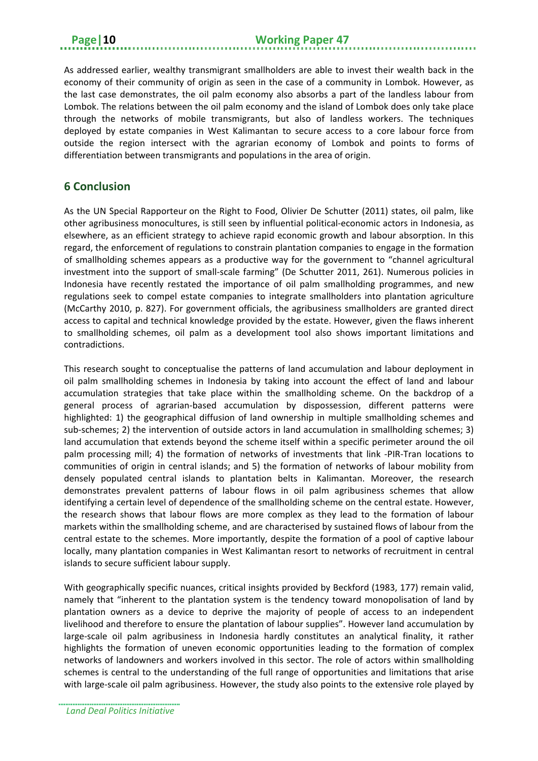As addressed earlier, wealthy transmigrant smallholders are able to invest their wealth back in the economy of their community of origin as seen in the case of a community in Lombok. However, as the last case demonstrates, the oil palm economy also absorbs a part of the landless labour from Lombok. The relations between the oil palm economy and the island of Lombok does only take place through the networks of mobile transmigrants, but also of landless workers. The techniques deployed by estate companies in West Kalimantan to secure access to a core labour force from outside the region intersect with the agrarian economy of Lombok and points to forms of differentiation between transmigrants and populations in the area of origin.

## 6 Conclusion

As the UN Special Rapporteur on the Right to Food, Olivier De Schutter (2011) states, oil palm, like other agribusiness monocultures, is still seen by influential political-economic actors in Indonesia, as elsewhere, as an efficient strategy to achieve rapid economic growth and labour absorption. In this regard, the enforcement of regulations to constrain plantation companies to engage in the formation of smallholding schemes appears as a productive way for the government to "channel agricultural investment into the support of small-scale farming" (De Schutter 2011, 261). Numerous policies in Indonesia have recently restated the importance of oil palm smallholding programmes, and new regulations seek to compel estate companies to integrate smallholders into plantation agriculture (McCarthy 2010, p. 827). For government officials, the agribusiness smallholders are granted direct access to capital and technical knowledge provided by the estate. However, given the flaws inherent to smallholding schemes, oil palm as a development tool also shows important limitations and contradictions.

This research sought to conceptualise the patterns of land accumulation and labour deployment in oil palm smallholding schemes in Indonesia by taking into account the effect of land and labour accumulation strategies that take place within the smallholding scheme. On the backdrop of a general process of agrarian-based accumulation by dispossession, different patterns were highlighted: 1) the geographical diffusion of land ownership in multiple smallholding schemes and sub-schemes; 2) the intervention of outside actors in land accumulation in smallholding schemes; 3) land accumulation that extends beyond the scheme itself within a specific perimeter around the oil palm processing mill; 4) the formation of networks of investments that link -PIR-Tran locations to communities of origin in central islands; and 5) the formation of networks of labour mobility from densely populated central islands to plantation belts in Kalimantan. Moreover, the research demonstrates prevalent patterns of labour flows in oil palm agribusiness schemes that allow identifying a certain level of dependence of the smallholding scheme on the central estate. However, the research shows that labour flows are more complex as they lead to the formation of labour markets within the smallholding scheme, and are characterised by sustained flows of labour from the central estate to the schemes. More importantly, despite the formation of a pool of captive labour locally, many plantation companies in West Kalimantan resort to networks of recruitment in central islands to secure sufficient labour supply.

With geographically specific nuances, critical insights provided by Beckford (1983, 177) remain valid, namely that "inherent to the plantation system is the tendency toward monopolisation of land by plantation owners as a device to deprive the majority of people of access to an independent livelihood and therefore to ensure the plantation of labour supplies". However land accumulation by large-scale oil palm agribusiness in Indonesia hardly constitutes an analytical finality, it rather highlights the formation of uneven economic opportunities leading to the formation of complex networks of landowners and workers involved in this sector. The role of actors within smallholding schemes is central to the understanding of the full range of opportunities and limitations that arise with large-scale oil palm agribusiness. However, the study also points to the extensive role played by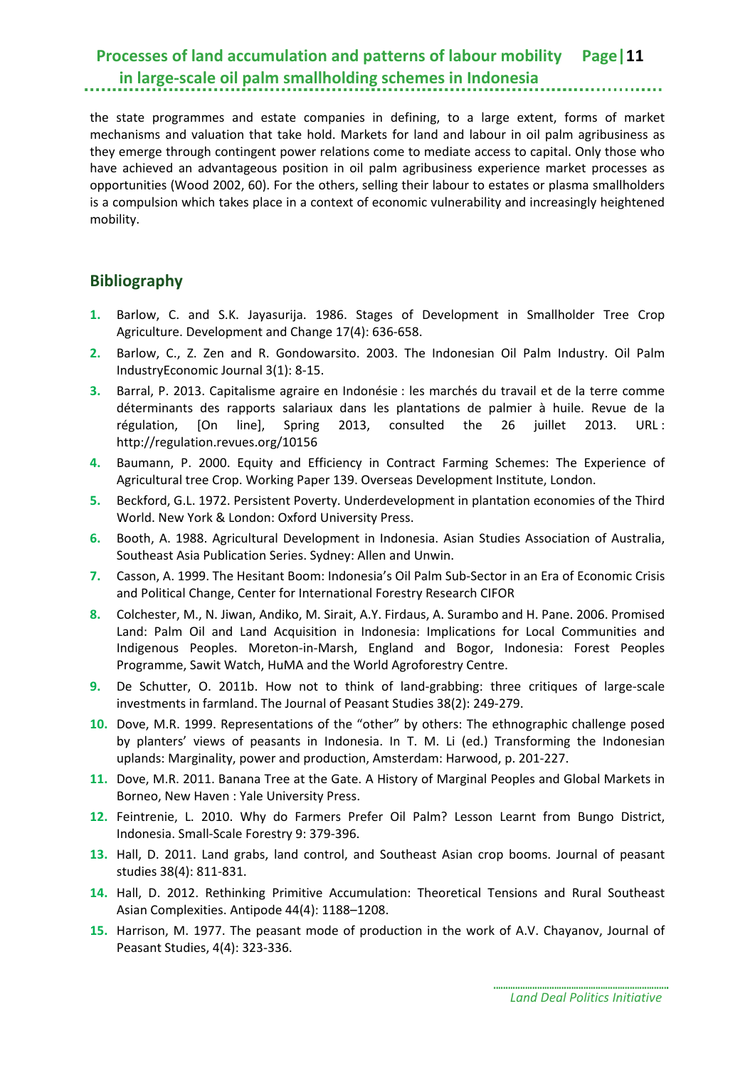the state programmes and estate companies in defining, to a large extent, forms of market mechanisms and valuation that take hold. Markets for land and labour in oil palm agribusiness as they emerge through contingent power relations come to mediate access to capital. Only those who have achieved an advantageous position in oil palm agribusiness experience market processes as opportunities (Wood 2002, 60). For the others, selling their labour to estates or plasma smallholders is a compulsion which takes place in a context of economic vulnerability and increasingly heightened mobility.

## Bibliography

1. Barlow, C. and S.K. Jayasurija. 1986. Stages of Development in Smallholder Tree Crop Agriculture. Development and Change 17(4): 636-658.
2. Barlow, C., Z. Zen and R. Gondowarsito. 2003. The Indonesian Oil Palm Industry. Oil Palm IndustryEconomic Journal 3(1): 8-15.
3. Barral, P. 2013. Capitalisme agraire en Indonésie : les marchés du travail et de la terre comme déterminants des rapports salariaux dans les plantations de palmier à huile. Revue de la régulation, [On line], Spring 2013, consulted the 26 juillet 2013. URL : http://regulation.revues.org/10156
4. Baumann, P. 2000. Equity and Efficiency in Contract Farming Schemes: The Experience of Agricultural tree Crop. Working Paper 139. Overseas Development Institute, London.
5. Beckford, G.L. 1972. Persistent Poverty. Underdevelopment in plantation economies of the Third World. New York & London: Oxford University Press.
6. Booth, A. 1988. Agricultural Development in Indonesia. Asian Studies Association of Australia, Southeast Asia Publication Series. Sydney: Allen and Unwin.
7. Casson, A. 1999. The Hesitant Boom: Indonesia's Oil Palm Sub-Sector in an Era of Economic Crisis and Political Change, Center for International Forestry Research CIFOR
8. Colchester, M., N. Jiwan, Andiko, M. Sirait, A.Y. Firdaus, A. Surambo and H. Pane. 2006. Promised Land: Palm Oil and Land Acquisition in Indonesia: Implications for Local Communities and Indigenous Peoples. Moreton-in-Marsh, England and Bogor, Indonesia: Forest Peoples Programme, Sawit Watch, HuMA and the World Agroforestry Centre.
9. De Schutter, O. 2011b. How not to think of land-grabbing: three critiques of large-scale investments in farmland. The Journal of Peasant Studies 38(2): 249-279.
10. Dove, M.R. 1999. Representations of the "other" by others: The ethnographic challenge posed by planters' views of peasants in Indonesia. In T. M. Li (ed.) Transforming the Indonesian uplands: Marginality, power and production, Amsterdam: Harwood, p. 201-227.
11. Dove, M.R. 2011. Banana Tree at the Gate. A History of Marginal Peoples and Global Markets in Borneo, New Haven : Yale University Press.
12. Feintrenie, L. 2010. Why do Farmers Prefer Oil Palm? Lesson Learnt from Bungo District, Indonesia. Small-Scale Forestry 9: 379-396.
13. Hall, D. 2011. Land grabs, land control, and Southeast Asian crop booms. Journal of peasant studies 38(4): 811-831.
14. Hall, D. 2012. Rethinking Primitive Accumulation: Theoretical Tensions and Rural Southeast Asian Complexities. Antipode 44(4): 1188–1208.
15. Harrison, M. 1977. The peasant mode of production in the work of A.V. Chayanov, Journal of Peasant Studies, 4(4): 323-336.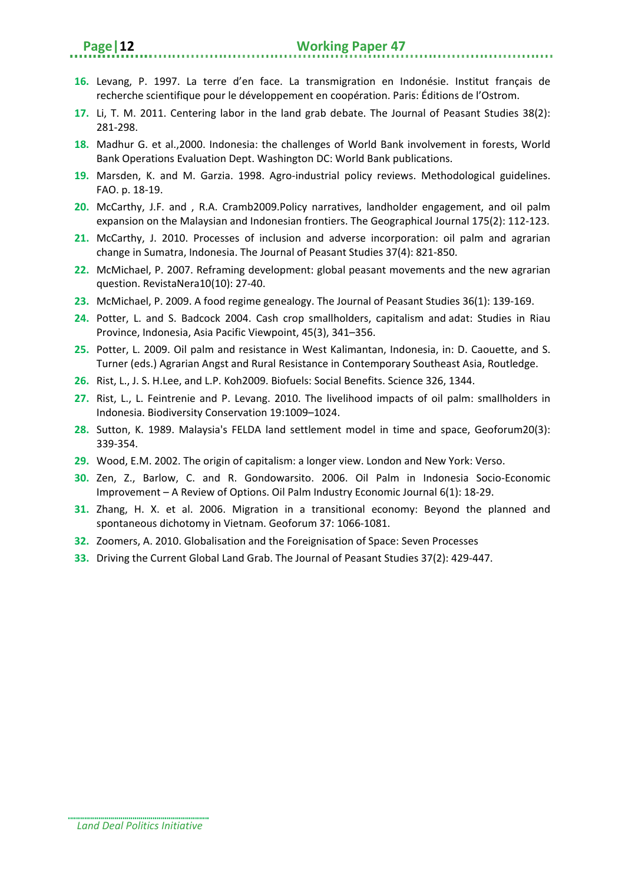16. Levang, P. 1997. La terre d'en face. La transmigration en Indonésie. Institut français de recherche scientifique pour le développement en coopération. Paris: Éditions de l'Ostrom.
17. Li, T. M. 2011. Centering labor in the land grab debate. The Journal of Peasant Studies 38(2): 281-298.
18. Madhur G. et al.,2000. Indonesia: the challenges of World Bank involvement in forests, World Bank Operations Evaluation Dept. Washington DC: World Bank publications.
19. Marsden, K. and M. Garzia. 1998. Agro-industrial policy reviews. Methodological guidelines. FAO. p. 18-19.
20. McCarthy, J.F. and , R.A. Cramb2009.Policy narratives, landholder engagement, and oil palm expansion on the Malaysian and Indonesian frontiers. The Geographical Journal 175(2): 112-123.
21. McCarthy, J. 2010. Processes of inclusion and adverse incorporation: oil palm and agrarian change in Sumatra, Indonesia. The Journal of Peasant Studies 37(4): 821-850.
22. McMichael, P. 2007. Reframing development: global peasant movements and the new agrarian question. RevistaNera10(10): 27-40.
23. McMichael, P. 2009. A food regime genealogy. The Journal of Peasant Studies 36(1): 139-169.
24. Potter, L. and S. Badcock 2004. Cash crop smallholders, capitalism and adat: Studies in Riau Province, Indonesia, Asia Pacific Viewpoint, 45(3), 341–356.
25. Potter, L. 2009. Oil palm and resistance in West Kalimantan, Indonesia, in: D. Caouette, and S. Turner (eds.) Agrarian Angst and Rural Resistance in Contemporary Southeast Asia, Routledge.
26. Rist, L., J. S. H.Lee, and L.P. Koh2009. Biofuels: Social Benefits. Science 326, 1344.
27. Rist, L., L. Feintrenie and P. Levang. 2010. The livelihood impacts of oil palm: smallholders in Indonesia. Biodiversity Conservation 19:1009–1024.
28. Sutton, K. 1989. Malaysia's FELDA land settlement model in time and space, Geoforum20(3): 339-354.
29. Wood, E.M. 2002. The origin of capitalism: a longer view. London and New York: Verso.
30. Zen, Z., Barlow, C. and R. Gondowarsito. 2006. Oil Palm in Indonesia Socio-Economic Improvement – A Review of Options. Oil Palm Industry Economic Journal 6(1): 18-29.
31. Zhang, H. X. et al. 2006. Migration in a transitional economy: Beyond the planned and spontaneous dichotomy in Vietnam. Geoforum 37: 1066-1081.
32. Zoomers, A. 2010. Globalisation and the Foreignisation of Space: Seven Processes
33. Driving the Current Global Land Grab. The Journal of Peasant Studies 37(2): 429-447.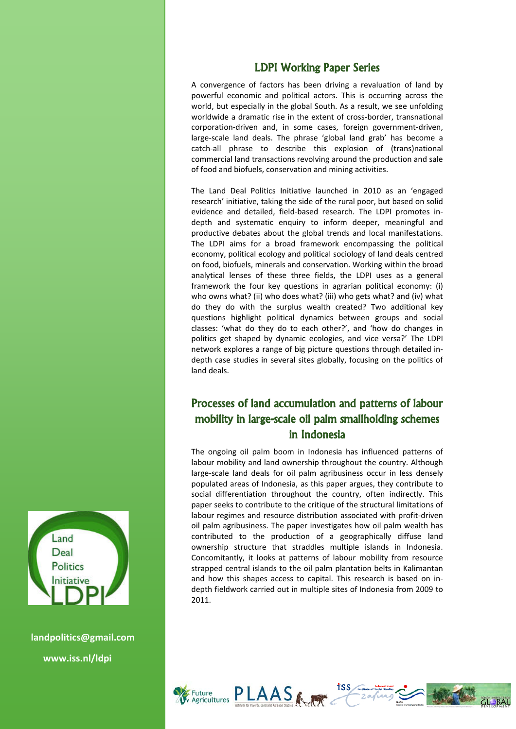## LDPI Working Paper Series

A convergence of factors has been driving a revaluation of land by powerful economic and political actors. This is occurring across the world, but especially in the global South. As a result, we see unfolding worldwide a dramatic rise in the extent of cross-border, transnational corporation-driven and, in some cases, foreign government-driven, large-scale land deals. The phrase 'global land grab' has become a catch-all phrase to describe this explosion of (trans)national commercial land transactions revolving around the production and sale of food and biofuels, conservation and mining activities.

The Land Deal Politics Initiative launched in 2010 as an 'engaged research' initiative, taking the side of the rural poor, but based on solid evidence and detailed, field-based research. The LDPI promotes in-depth and systematic enquiry to inform deeper, meaningful and productive debates about the global trends and local manifestations. The LDPI aims for a broad framework encompassing the political economy, political ecology and political sociology of land deals centred on food, biofuels, minerals and conservation. Working within the broad analytical lenses of these three fields, the LDPI uses as a general framework the four key questions in agrarian political economy: (i) who owns what? (ii) who does what? (iii) who gets what? and (iv) what do they do with the surplus wealth created? Two additional key questions highlight political dynamics between groups and social classes: 'what do they do to each other?', and 'how do changes in politics get shaped by dynamic ecologies, and vice versa?' The LDPI network explores a range of big picture questions through detailed in-depth case studies in several sites globally, focusing on the politics of land deals.

## Processes of land accumulation and patterns of labour mobility in large-scale oil palm smallholding schemes in Indonesia

The ongoing oil palm boom in Indonesia has influenced patterns of labour mobility and land ownership throughout the country. Although large-scale land deals for oil palm agribusiness occur in less densely populated areas of Indonesia, as this paper argues, they contribute to social differentiation throughout the country, often indirectly. This paper seeks to contribute to the critique of the structural limitations of labour regimes and resource distribution associated with profit-driven oil palm agribusiness. The paper investigates how oil palm wealth has contributed to the production of a geographically diffuse land ownership structure that straddles multiple islands in Indonesia. Concomitantly, it looks at patterns of labour mobility from resource strapped central islands to the oil palm plantation belts in Kalimantan and how this shapes access to capital. This research is based on in-depth fieldwork carried out in multiple sites of Indonesia from 2009 to 2011.

Land Deal Politics Initiative LDPI

landpolitics@gmail.com

www.iss.nl/ldpi